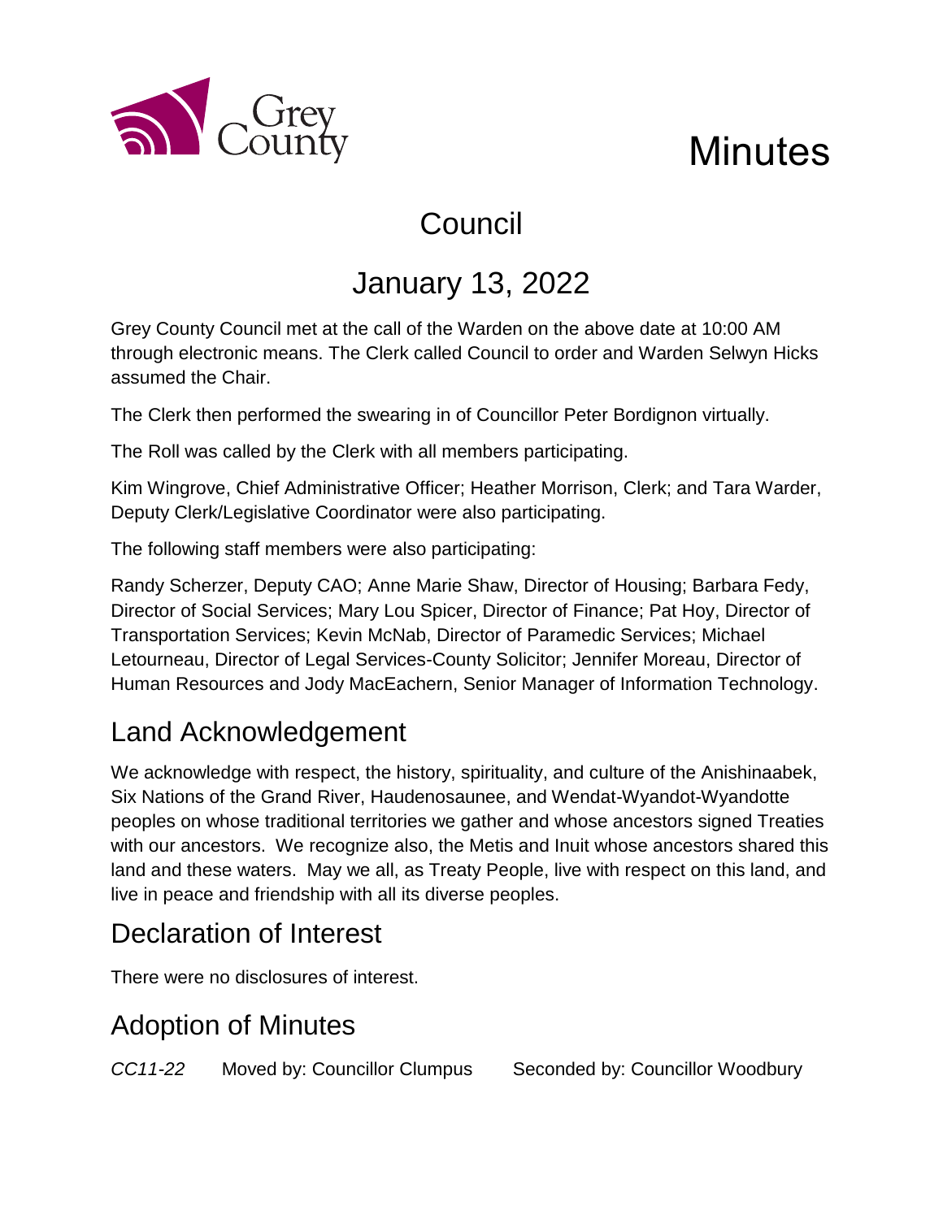# Minutes

## Council

## January 13, 2022

Grey County Council met at the call of the Warden on the above date at 10:00 AM through electronic means. The Clerk called Council to order and Warden Selwyn Hicks assumed the Chair.

The Clerk then performed the swearing in of Councillor Peter Bordignon virtually.

The Roll was called by the Clerk with all members participating.

Kim Wingrove, Chief Administrative Officer; Heather Morrison, Clerk; and Tara Warder, Deputy Clerk/Legislative Coordinator were also participating.

The following staff members were also participating:

Randy Scherzer, Deputy CAO; Anne Marie Shaw, Director of Housing; Barbara Fedy, Director of Social Services; Mary Lou Spicer, Director of Finance; Pat Hoy, Director of Transportation Services; Kevin McNab, Director of Paramedic Services; Michael Letourneau, Director of Legal Services-County Solicitor; Jennifer Moreau, Director of Human Resources and Jody MacEachern, Senior Manager of Information Technology.

## Land Acknowledgement

We acknowledge with respect, the history, spirituality, and culture of the Anishinaabek, Six Nations of the Grand River, Haudenosaunee, and Wendat-Wyandot-Wyandotte peoples on whose traditional territories we gather and whose ancestors signed Treaties with our ancestors. We recognize also, the Metis and Inuit whose ancestors shared this land and these waters. May we all, as Treaty People, live with respect on this land, and live in peace and friendship with all its diverse peoples.

## Declaration of Interest

There were no disclosures of interest.

## Adoption of Minutes

*CC11-22* Moved by: Councillor Clumpus Seconded by: Councillor Woodbury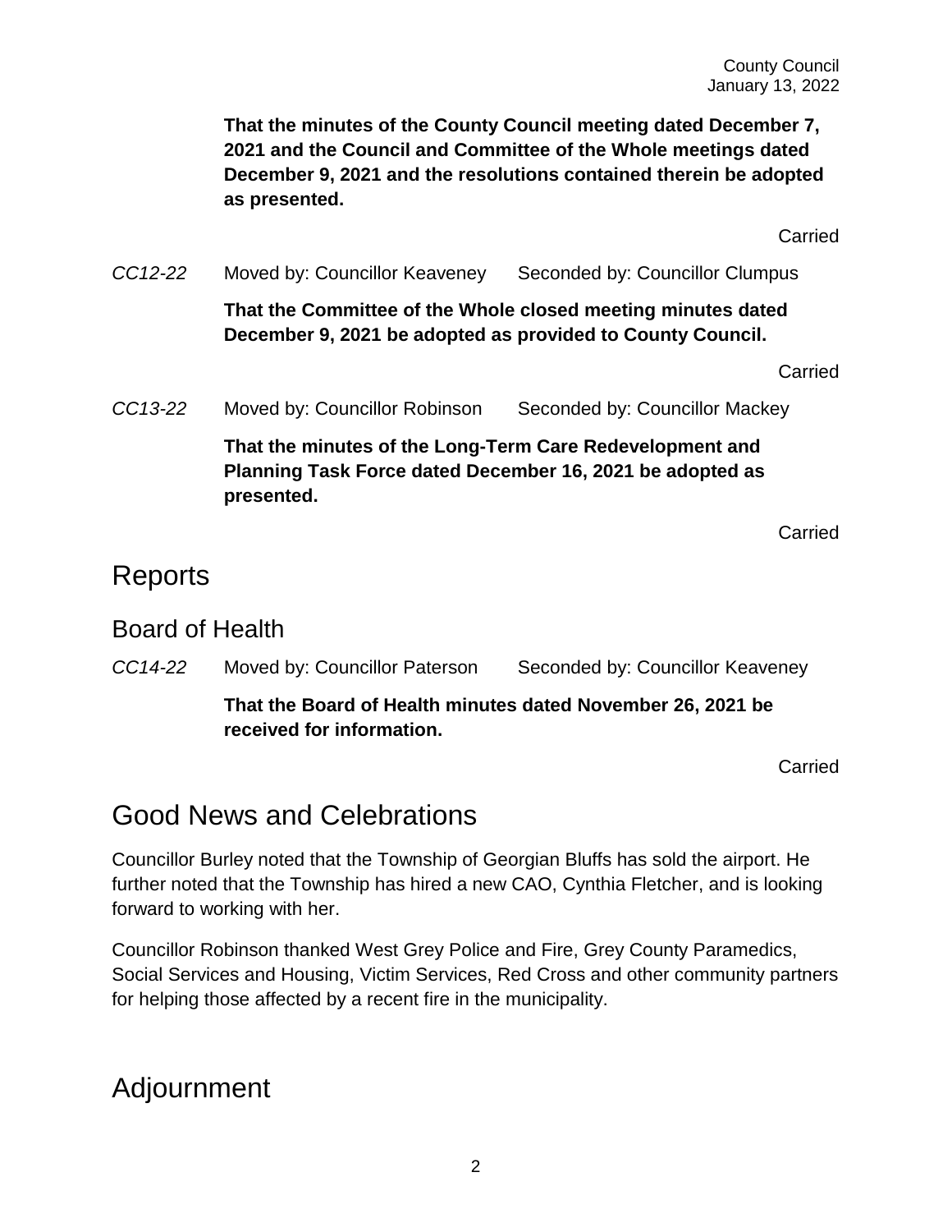**That the minutes of the County Council meeting dated December 7, 2021 and the Council and Committee of the Whole meetings dated December 9, 2021 and the resolutions contained therein be adopted as presented.**

Carried

*CC12-22* Moved by: Councillor Keaveney Seconded by: Councillor Clumpus

**That the Committee of the Whole closed meeting minutes dated December 9, 2021 be adopted as provided to County Council.**

Carried

*CC13-22* Moved by: Councillor Robinson Seconded by: Councillor Mackey

**That the minutes of the Long-Term Care Redevelopment and Planning Task Force dated December 16, 2021 be adopted as presented.**

Carried

# Reports

## Board of Health

*CC14-22* Moved by: Councillor Paterson Seconded by: Councillor Keaveney

**That the Board of Health minutes dated November 26, 2021 be received for information.**

Carried

# Good News and Celebrations

Councillor Burley noted that the Township of Georgian Bluffs has sold the airport. He further noted that the Township has hired a new CAO, Cynthia Fletcher, and is looking forward to working with her.

Councillor Robinson thanked West Grey Police and Fire, Grey County Paramedics, Social Services and Housing, Victim Services, Red Cross and other community partners for helping those affected by a recent fire in the municipality.

# Adjournment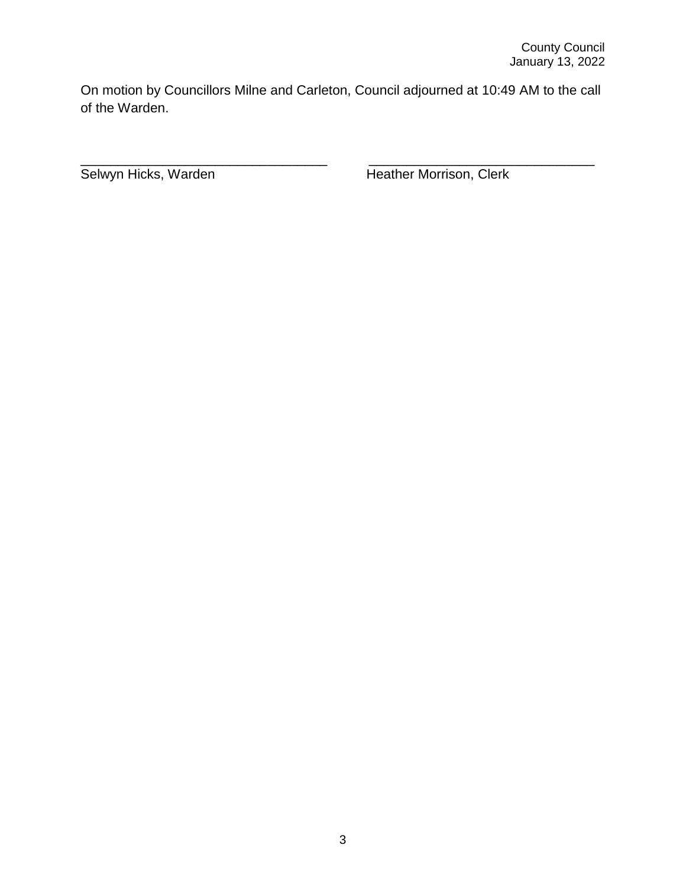On motion by Councillors Milne and Carleton, Council adjourned at 10:49 AM to the call of the Warden.

\_\_\_\_\_\_\_\_\_\_\_\_\_\_\_\_\_\_\_\_\_\_\_\_\_\_\_\_\_\_\_\_\_\_\_ \_\_\_\_\_\_\_\_\_\_\_\_\_\_\_\_\_\_\_\_\_\_\_\_\_\_\_\_\_\_\_\_

Selwyn Hicks, Warden Heather Morrison, Clerk